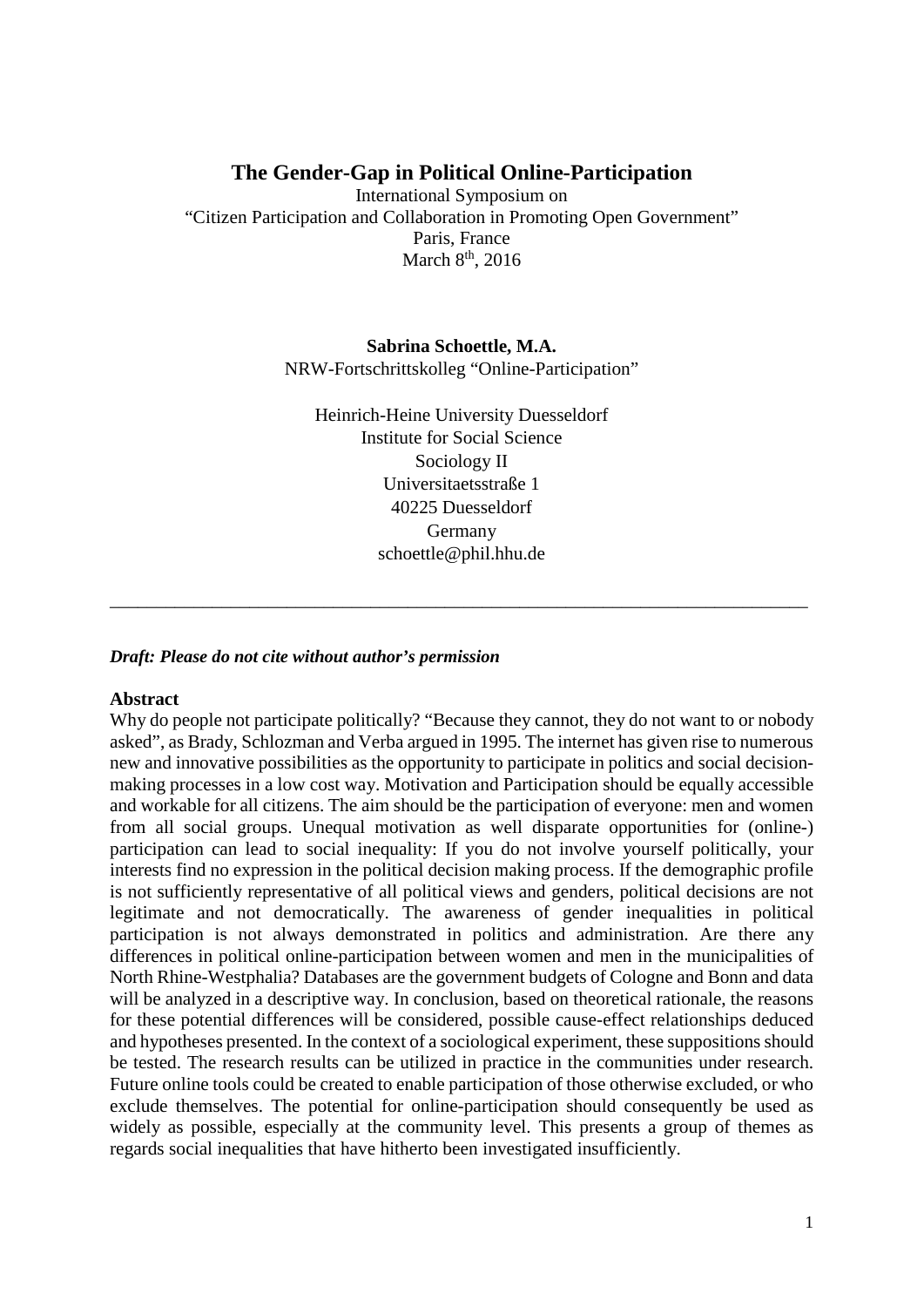# The Gender-Gap in Political Online-Participation

International Symposium on
"Citizen Participation and Collaboration in Promoting Open Government"
Paris, France
March 8th, 2016

**Sabrina Schoettle, M.A.**
NRW-Fortschrittskolleg "Online-Participation"

Heinrich-Heine University Duesseldorf
Institute for Social Science
Sociology II
Universitaetsstraße 1
40225 Duesseldorf
Germany
schoettle@phil.hhu.de

---

***Draft: Please do not cite without author's permission***

**Abstract**

Why do people not participate politically? "Because they cannot, they do not want to or nobody asked", as Brady, Schlozman and Verba argued in 1995. The internet has given rise to numerous new and innovative possibilities as the opportunity to participate in politics and social decision-making processes in a low cost way. Motivation and Participation should be equally accessible and workable for all citizens. The aim should be the participation of everyone: men and women from all social groups. Unequal motivation as well disparate opportunities for (online-) participation can lead to social inequality: If you do not involve yourself politically, your interests find no expression in the political decision making process. If the demographic profile is not sufficiently representative of all political views and genders, political decisions are not legitimate and not democratically. The awareness of gender inequalities in political participation is not always demonstrated in politics and administration. Are there any differences in political online-participation between women and men in the municipalities of North Rhine-Westphalia? Databases are the government budgets of Cologne and Bonn and data will be analyzed in a descriptive way. In conclusion, based on theoretical rationale, the reasons for these potential differences will be considered, possible cause-effect relationships deduced and hypotheses presented. In the context of a sociological experiment, these suppositions should be tested. The research results can be utilized in practice in the communities under research. Future online tools could be created to enable participation of those otherwise excluded, or who exclude themselves. The potential for online-participation should consequently be used as widely as possible, especially at the community level. This presents a group of themes as regards social inequalities that have hitherto been investigated insufficiently.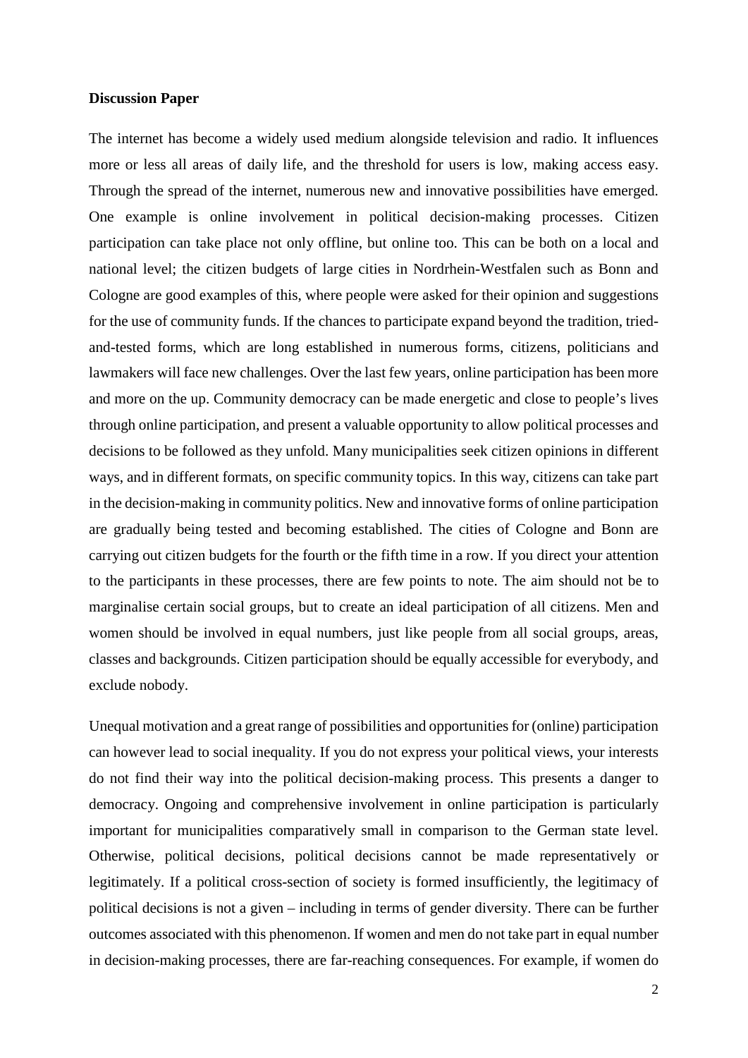**Discussion Paper**

The internet has become a widely used medium alongside television and radio. It influences more or less all areas of daily life, and the threshold for users is low, making access easy. Through the spread of the internet, numerous new and innovative possibilities have emerged. One example is online involvement in political decision-making processes. Citizen participation can take place not only offline, but online too. This can be both on a local and national level; the citizen budgets of large cities in Nordrhein-Westfalen such as Bonn and Cologne are good examples of this, where people were asked for their opinion and suggestions for the use of community funds. If the chances to participate expand beyond the tradition, tried-and-tested forms, which are long established in numerous forms, citizens, politicians and lawmakers will face new challenges. Over the last few years, online participation has been more and more on the up. Community democracy can be made energetic and close to people's lives through online participation, and present a valuable opportunity to allow political processes and decisions to be followed as they unfold. Many municipalities seek citizen opinions in different ways, and in different formats, on specific community topics. In this way, citizens can take part in the decision-making in community politics. New and innovative forms of online participation are gradually being tested and becoming established. The cities of Cologne and Bonn are carrying out citizen budgets for the fourth or the fifth time in a row. If you direct your attention to the participants in these processes, there are few points to note. The aim should not be to marginalise certain social groups, but to create an ideal participation of all citizens. Men and women should be involved in equal numbers, just like people from all social groups, areas, classes and backgrounds. Citizen participation should be equally accessible for everybody, and exclude nobody.

Unequal motivation and a great range of possibilities and opportunities for (online) participation can however lead to social inequality. If you do not express your political views, your interests do not find their way into the political decision-making process. This presents a danger to democracy. Ongoing and comprehensive involvement in online participation is particularly important for municipalities comparatively small in comparison to the German state level. Otherwise, political decisions, political decisions cannot be made representatively or legitimately. If a political cross-section of society is formed insufficiently, the legitimacy of political decisions is not a given – including in terms of gender diversity. There can be further outcomes associated with this phenomenon. If women and men do not take part in equal number in decision-making processes, there are far-reaching consequences. For example, if women do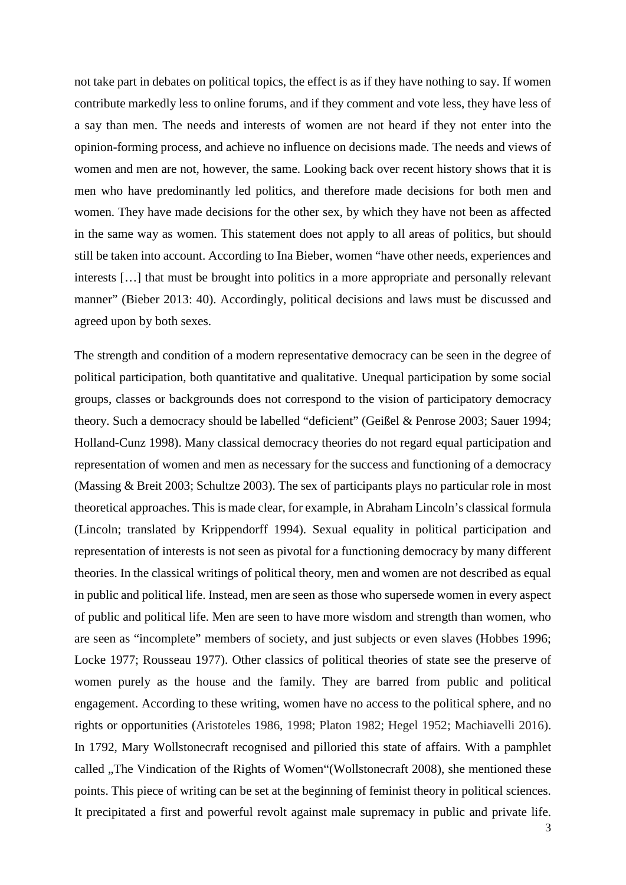not take part in debates on political topics, the effect is as if they have nothing to say. If women contribute markedly less to online forums, and if they comment and vote less, they have less of a say than men. The needs and interests of women are not heard if they not enter into the opinion-forming process, and achieve no influence on decisions made. The needs and views of women and men are not, however, the same. Looking back over recent history shows that it is men who have predominantly led politics, and therefore made decisions for both men and women. They have made decisions for the other sex, by which they have not been as affected in the same way as women. This statement does not apply to all areas of politics, but should still be taken into account. According to Ina Bieber, women "have other needs, experiences and interests […] that must be brought into politics in a more appropriate and personally relevant manner" (Bieber 2013: 40). Accordingly, political decisions and laws must be discussed and agreed upon by both sexes.

The strength and condition of a modern representative democracy can be seen in the degree of political participation, both quantitative and qualitative. Unequal participation by some social groups, classes or backgrounds does not correspond to the vision of participatory democracy theory. Such a democracy should be labelled "deficient" (Geißel & Penrose 2003; Sauer 1994; Holland-Cunz 1998). Many classical democracy theories do not regard equal participation and representation of women and men as necessary for the success and functioning of a democracy (Massing & Breit 2003; Schultze 2003). The sex of participants plays no particular role in most theoretical approaches. This is made clear, for example, in Abraham Lincoln's classical formula (Lincoln; translated by Krippendorff 1994). Sexual equality in political participation and representation of interests is not seen as pivotal for a functioning democracy by many different theories. In the classical writings of political theory, men and women are not described as equal in public and political life. Instead, men are seen as those who supersede women in every aspect of public and political life. Men are seen to have more wisdom and strength than women, who are seen as "incomplete" members of society, and just subjects or even slaves (Hobbes 1996; Locke 1977; Rousseau 1977). Other classics of political theories of state see the preserve of women purely as the house and the family. They are barred from public and political engagement. According to these writing, women have no access to the political sphere, and no rights or opportunities (Aristoteles 1986, 1998; Platon 1982; Hegel 1952; Machiavelli 2016). In 1792, Mary Wollstonecraft recognised and pilloried this state of affairs. With a pamphlet called „The Vindication of the Rights of Women"(Wollstonecraft 2008), she mentioned these points. This piece of writing can be set at the beginning of feminist theory in political sciences. It precipitated a first and powerful revolt against male supremacy in public and private life.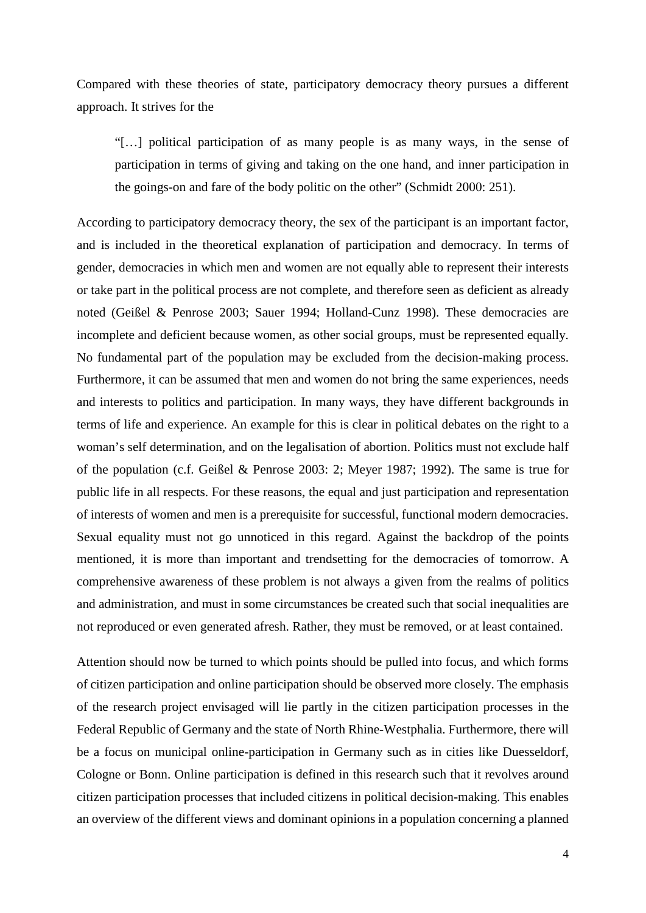Compared with these theories of state, participatory democracy theory pursues a different approach. It strives for the

> "[…] political participation of as many people is as many ways, in the sense of participation in terms of giving and taking on the one hand, and inner participation in the goings-on and fare of the body politic on the other" (Schmidt 2000: 251).

According to participatory democracy theory, the sex of the participant is an important factor, and is included in the theoretical explanation of participation and democracy. In terms of gender, democracies in which men and women are not equally able to represent their interests or take part in the political process are not complete, and therefore seen as deficient as already noted (Geißel & Penrose 2003; Sauer 1994; Holland-Cunz 1998). These democracies are incomplete and deficient because women, as other social groups, must be represented equally. No fundamental part of the population may be excluded from the decision-making process. Furthermore, it can be assumed that men and women do not bring the same experiences, needs and interests to politics and participation. In many ways, they have different backgrounds in terms of life and experience. An example for this is clear in political debates on the right to a woman's self determination, and on the legalisation of abortion. Politics must not exclude half of the population (c.f. Geißel & Penrose 2003: 2; Meyer 1987; 1992). The same is true for public life in all respects. For these reasons, the equal and just participation and representation of interests of women and men is a prerequisite for successful, functional modern democracies. Sexual equality must not go unnoticed in this regard. Against the backdrop of the points mentioned, it is more than important and trendsetting for the democracies of tomorrow. A comprehensive awareness of these problem is not always a given from the realms of politics and administration, and must in some circumstances be created such that social inequalities are not reproduced or even generated afresh. Rather, they must be removed, or at least contained.

Attention should now be turned to which points should be pulled into focus, and which forms of citizen participation and online participation should be observed more closely. The emphasis of the research project envisaged will lie partly in the citizen participation processes in the Federal Republic of Germany and the state of North Rhine-Westphalia. Furthermore, there will be a focus on municipal online-participation in Germany such as in cities like Duesseldorf, Cologne or Bonn. Online participation is defined in this research such that it revolves around citizen participation processes that included citizens in political decision-making. This enables an overview of the different views and dominant opinions in a population concerning a planned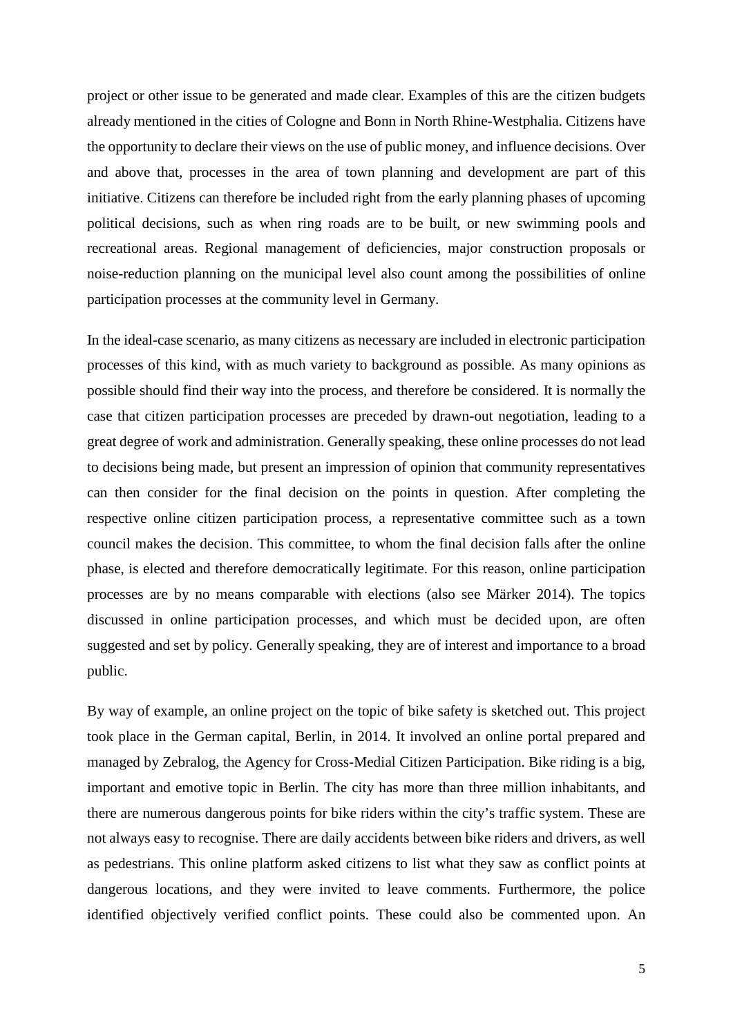project or other issue to be generated and made clear. Examples of this are the citizen budgets already mentioned in the cities of Cologne and Bonn in North Rhine-Westphalia. Citizens have the opportunity to declare their views on the use of public money, and influence decisions. Over and above that, processes in the area of town planning and development are part of this initiative. Citizens can therefore be included right from the early planning phases of upcoming political decisions, such as when ring roads are to be built, or new swimming pools and recreational areas. Regional management of deficiencies, major construction proposals or noise-reduction planning on the municipal level also count among the possibilities of online participation processes at the community level in Germany.

In the ideal-case scenario, as many citizens as necessary are included in electronic participation processes of this kind, with as much variety to background as possible. As many opinions as possible should find their way into the process, and therefore be considered. It is normally the case that citizen participation processes are preceded by drawn-out negotiation, leading to a great degree of work and administration. Generally speaking, these online processes do not lead to decisions being made, but present an impression of opinion that community representatives can then consider for the final decision on the points in question. After completing the respective online citizen participation process, a representative committee such as a town council makes the decision. This committee, to whom the final decision falls after the online phase, is elected and therefore democratically legitimate. For this reason, online participation processes are by no means comparable with elections (also see Märker 2014). The topics discussed in online participation processes, and which must be decided upon, are often suggested and set by policy. Generally speaking, they are of interest and importance to a broad public.

By way of example, an online project on the topic of bike safety is sketched out. This project took place in the German capital, Berlin, in 2014. It involved an online portal prepared and managed by Zebralog, the Agency for Cross-Medial Citizen Participation. Bike riding is a big, important and emotive topic in Berlin. The city has more than three million inhabitants, and there are numerous dangerous points for bike riders within the city's traffic system. These are not always easy to recognise. There are daily accidents between bike riders and drivers, as well as pedestrians. This online platform asked citizens to list what they saw as conflict points at dangerous locations, and they were invited to leave comments. Furthermore, the police identified objectively verified conflict points. These could also be commented upon. An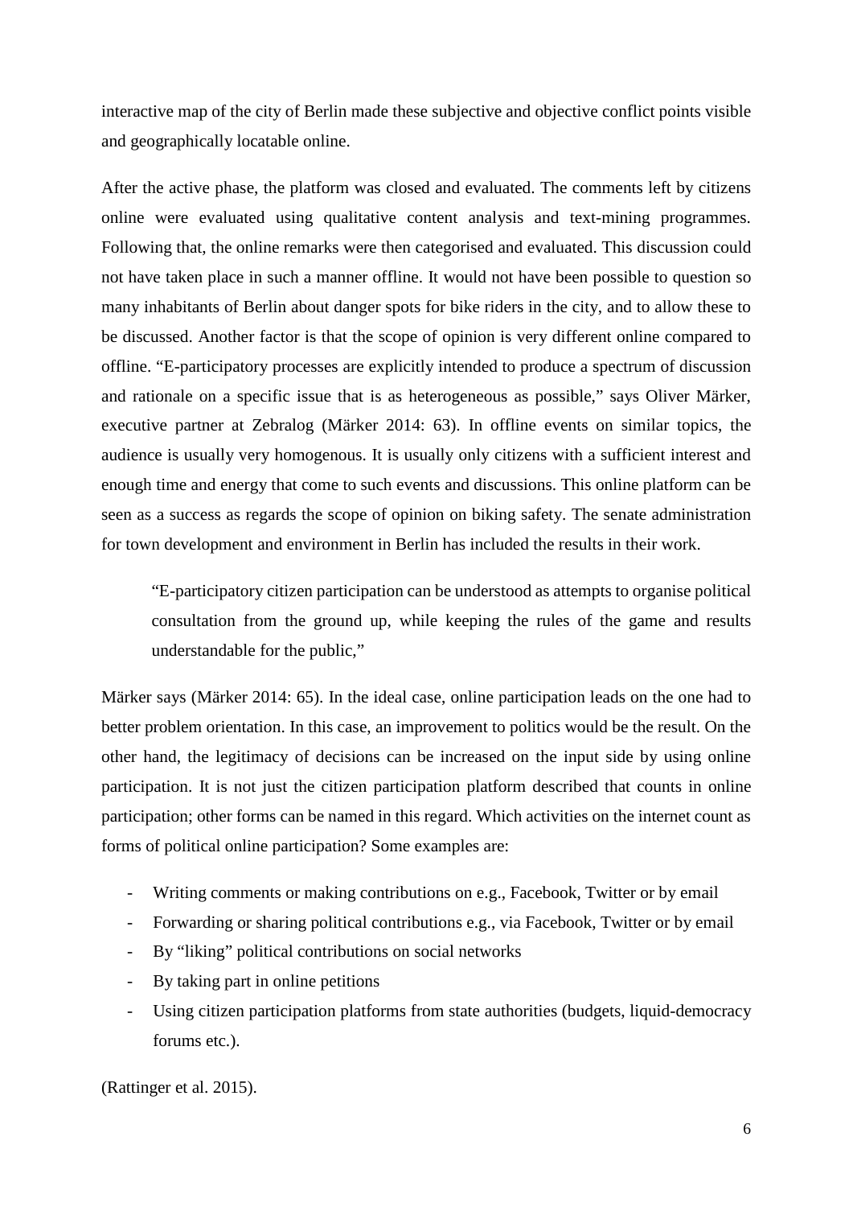interactive map of the city of Berlin made these subjective and objective conflict points visible and geographically locatable online.

After the active phase, the platform was closed and evaluated. The comments left by citizens online were evaluated using qualitative content analysis and text-mining programmes. Following that, the online remarks were then categorised and evaluated. This discussion could not have taken place in such a manner offline. It would not have been possible to question so many inhabitants of Berlin about danger spots for bike riders in the city, and to allow these to be discussed. Another factor is that the scope of opinion is very different online compared to offline. "E-participatory processes are explicitly intended to produce a spectrum of discussion and rationale on a specific issue that is as heterogeneous as possible," says Oliver Märker, executive partner at Zebralog (Märker 2014: 63). In offline events on similar topics, the audience is usually very homogenous. It is usually only citizens with a sufficient interest and enough time and energy that come to such events and discussions. This online platform can be seen as a success as regards the scope of opinion on biking safety. The senate administration for town development and environment in Berlin has included the results in their work.

> "E-participatory citizen participation can be understood as attempts to organise political consultation from the ground up, while keeping the rules of the game and results understandable for the public,"

Märker says (Märker 2014: 65). In the ideal case, online participation leads on the one had to better problem orientation. In this case, an improvement to politics would be the result. On the other hand, the legitimacy of decisions can be increased on the input side by using online participation. It is not just the citizen participation platform described that counts in online participation; other forms can be named in this regard. Which activities on the internet count as forms of political online participation? Some examples are:

- Writing comments or making contributions on e.g., Facebook, Twitter or by email
- Forwarding or sharing political contributions e.g., via Facebook, Twitter or by email
- By "liking" political contributions on social networks
- By taking part in online petitions
- Using citizen participation platforms from state authorities (budgets, liquid-democracy forums etc.).

(Rattinger et al. 2015).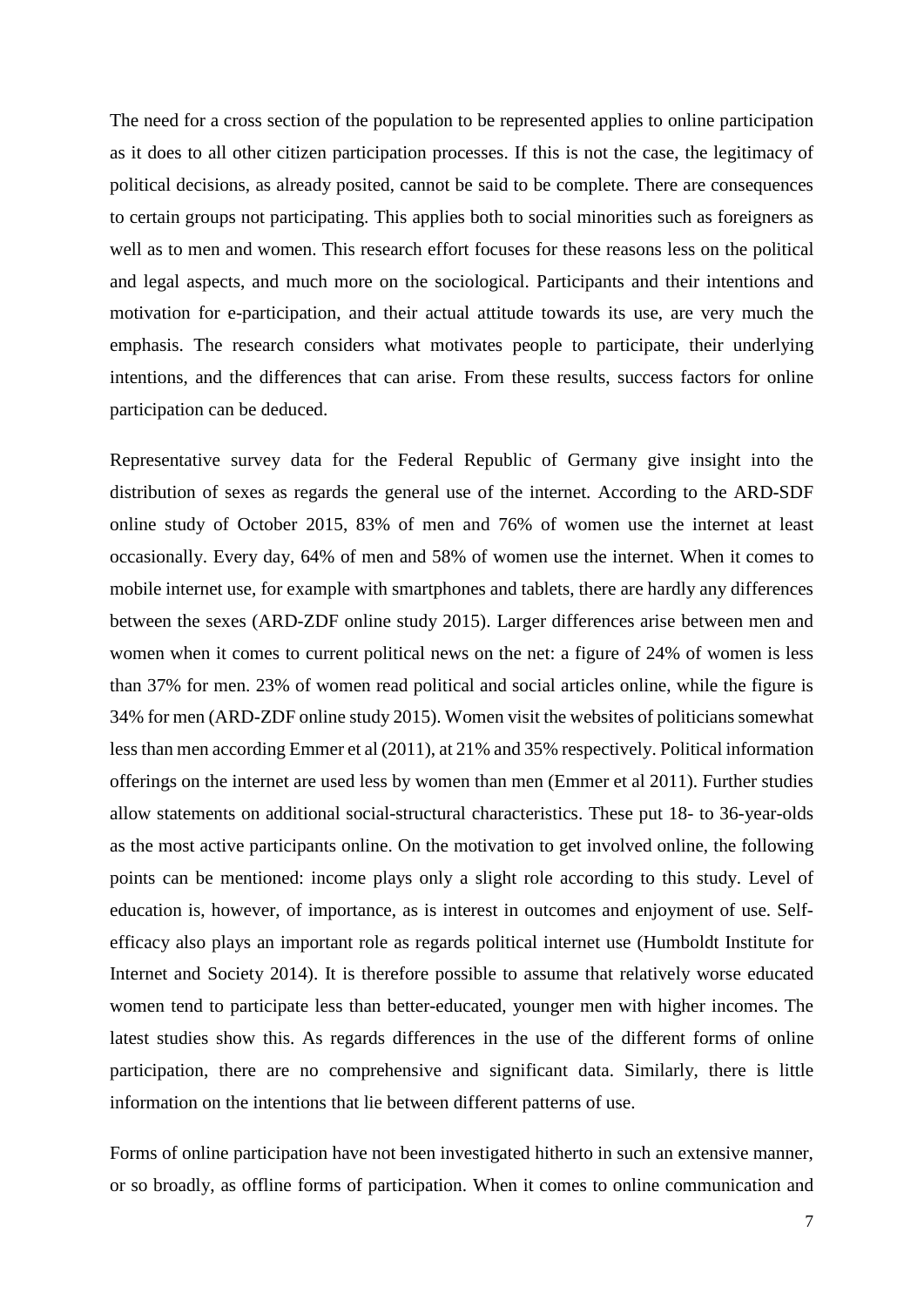The need for a cross section of the population to be represented applies to online participation as it does to all other citizen participation processes. If this is not the case, the legitimacy of political decisions, as already posited, cannot be said to be complete. There are consequences to certain groups not participating. This applies both to social minorities such as foreigners as well as to men and women. This research effort focuses for these reasons less on the political and legal aspects, and much more on the sociological. Participants and their intentions and motivation for e-participation, and their actual attitude towards its use, are very much the emphasis. The research considers what motivates people to participate, their underlying intentions, and the differences that can arise. From these results, success factors for online participation can be deduced.

Representative survey data for the Federal Republic of Germany give insight into the distribution of sexes as regards the general use of the internet. According to the ARD-SDF online study of October 2015, 83% of men and 76% of women use the internet at least occasionally. Every day, 64% of men and 58% of women use the internet. When it comes to mobile internet use, for example with smartphones and tablets, there are hardly any differences between the sexes (ARD-ZDF online study 2015). Larger differences arise between men and women when it comes to current political news on the net: a figure of 24% of women is less than 37% for men. 23% of women read political and social articles online, while the figure is 34% for men (ARD-ZDF online study 2015). Women visit the websites of politicians somewhat less than men according Emmer et al (2011), at 21% and 35% respectively. Political information offerings on the internet are used less by women than men (Emmer et al 2011). Further studies allow statements on additional social-structural characteristics. These put 18- to 36-year-olds as the most active participants online. On the motivation to get involved online, the following points can be mentioned: income plays only a slight role according to this study. Level of education is, however, of importance, as is interest in outcomes and enjoyment of use. Self-efficacy also plays an important role as regards political internet use (Humboldt Institute for Internet and Society 2014). It is therefore possible to assume that relatively worse educated women tend to participate less than better-educated, younger men with higher incomes. The latest studies show this. As regards differences in the use of the different forms of online participation, there are no comprehensive and significant data. Similarly, there is little information on the intentions that lie between different patterns of use.

Forms of online participation have not been investigated hitherto in such an extensive manner, or so broadly, as offline forms of participation. When it comes to online communication and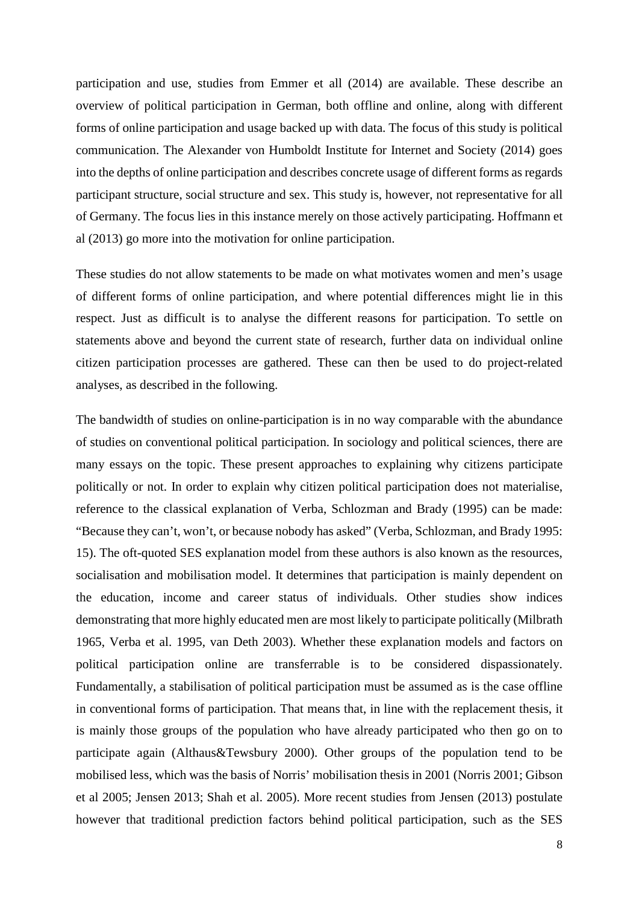participation and use, studies from Emmer et all (2014) are available. These describe an overview of political participation in German, both offline and online, along with different forms of online participation and usage backed up with data. The focus of this study is political communication. The Alexander von Humboldt Institute for Internet and Society (2014) goes into the depths of online participation and describes concrete usage of different forms as regards participant structure, social structure and sex. This study is, however, not representative for all of Germany. The focus lies in this instance merely on those actively participating. Hoffmann et al (2013) go more into the motivation for online participation.

These studies do not allow statements to be made on what motivates women and men's usage of different forms of online participation, and where potential differences might lie in this respect. Just as difficult is to analyse the different reasons for participation. To settle on statements above and beyond the current state of research, further data on individual online citizen participation processes are gathered. These can then be used to do project-related analyses, as described in the following.

The bandwidth of studies on online-participation is in no way comparable with the abundance of studies on conventional political participation. In sociology and political sciences, there are many essays on the topic. These present approaches to explaining why citizens participate politically or not. In order to explain why citizen political participation does not materialise, reference to the classical explanation of Verba, Schlozman and Brady (1995) can be made: "Because they can't, won't, or because nobody has asked" (Verba, Schlozman, and Brady 1995: 15). The oft-quoted SES explanation model from these authors is also known as the resources, socialisation and mobilisation model. It determines that participation is mainly dependent on the education, income and career status of individuals. Other studies show indices demonstrating that more highly educated men are most likely to participate politically (Milbrath 1965, Verba et al. 1995, van Deth 2003). Whether these explanation models and factors on political participation online are transferrable is to be considered dispassionately. Fundamentally, a stabilisation of political participation must be assumed as is the case offline in conventional forms of participation. That means that, in line with the replacement thesis, it is mainly those groups of the population who have already participated who then go on to participate again (Althaus&Tewsbury 2000). Other groups of the population tend to be mobilised less, which was the basis of Norris' mobilisation thesis in 2001 (Norris 2001; Gibson et al 2005; Jensen 2013; Shah et al. 2005). More recent studies from Jensen (2013) postulate however that traditional prediction factors behind political participation, such as the SES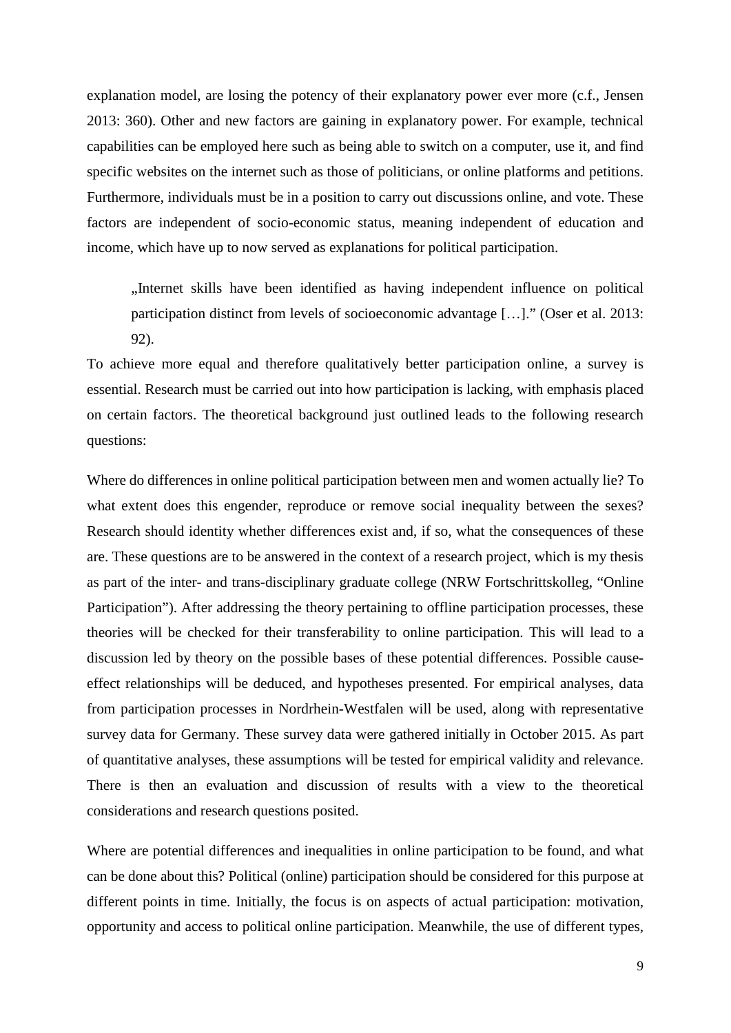explanation model, are losing the potency of their explanatory power ever more (c.f., Jensen 2013: 360). Other and new factors are gaining in explanatory power. For example, technical capabilities can be employed here such as being able to switch on a computer, use it, and find specific websites on the internet such as those of politicians, or online platforms and petitions. Furthermore, individuals must be in a position to carry out discussions online, and vote. These factors are independent of socio-economic status, meaning independent of education and income, which have up to now served as explanations for political participation.

> „Internet skills have been identified as having independent influence on political participation distinct from levels of socioeconomic advantage […]." (Oser et al. 2013: 92).

To achieve more equal and therefore qualitatively better participation online, a survey is essential. Research must be carried out into how participation is lacking, with emphasis placed on certain factors. The theoretical background just outlined leads to the following research questions:

Where do differences in online political participation between men and women actually lie? To what extent does this engender, reproduce or remove social inequality between the sexes? Research should identity whether differences exist and, if so, what the consequences of these are. These questions are to be answered in the context of a research project, which is my thesis as part of the inter- and trans-disciplinary graduate college (NRW Fortschrittskolleg, "Online Participation"). After addressing the theory pertaining to offline participation processes, these theories will be checked for their transferability to online participation. This will lead to a discussion led by theory on the possible bases of these potential differences. Possible cause-effect relationships will be deduced, and hypotheses presented. For empirical analyses, data from participation processes in Nordrhein-Westfalen will be used, along with representative survey data for Germany. These survey data were gathered initially in October 2015. As part of quantitative analyses, these assumptions will be tested for empirical validity and relevance. There is then an evaluation and discussion of results with a view to the theoretical considerations and research questions posited.

Where are potential differences and inequalities in online participation to be found, and what can be done about this? Political (online) participation should be considered for this purpose at different points in time. Initially, the focus is on aspects of actual participation: motivation, opportunity and access to political online participation. Meanwhile, the use of different types,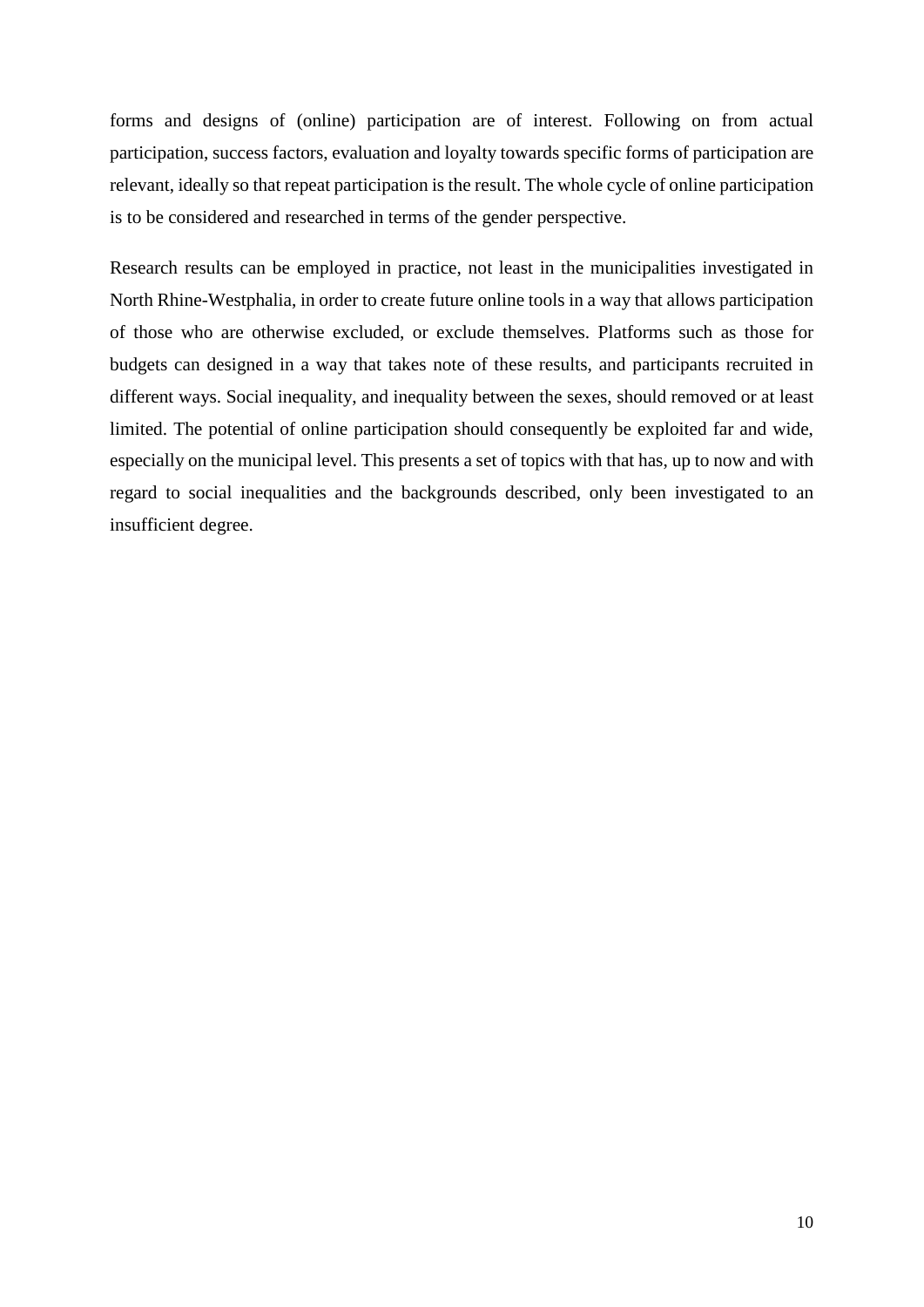forms and designs of (online) participation are of interest. Following on from actual participation, success factors, evaluation and loyalty towards specific forms of participation are relevant, ideally so that repeat participation is the result. The whole cycle of online participation is to be considered and researched in terms of the gender perspective.

Research results can be employed in practice, not least in the municipalities investigated in North Rhine-Westphalia, in order to create future online tools in a way that allows participation of those who are otherwise excluded, or exclude themselves. Platforms such as those for budgets can designed in a way that takes note of these results, and participants recruited in different ways. Social inequality, and inequality between the sexes, should removed or at least limited. The potential of online participation should consequently be exploited far and wide, especially on the municipal level. This presents a set of topics with that has, up to now and with regard to social inequalities and the backgrounds described, only been investigated to an insufficient degree.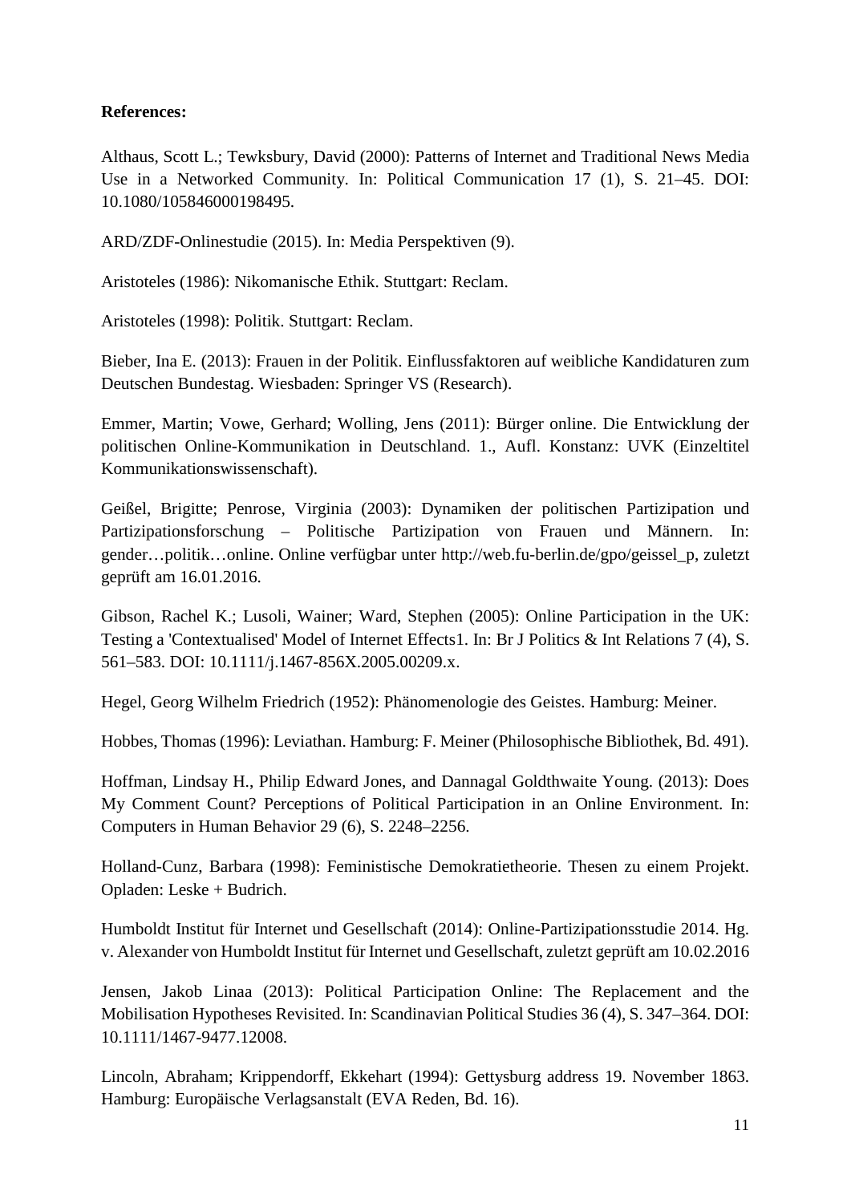**References:**

Althaus, Scott L.; Tewksbury, David (2000): Patterns of Internet and Traditional News Media Use in a Networked Community. In: Political Communication 17 (1), S. 21–45. DOI: 10.1080/105846000198495.

ARD/ZDF-Onlinestudie (2015). In: Media Perspektiven (9).

Aristoteles (1986): Nikomanische Ethik. Stuttgart: Reclam.

Aristoteles (1998): Politik. Stuttgart: Reclam.

Bieber, Ina E. (2013): Frauen in der Politik. Einflussfaktoren auf weibliche Kandidaturen zum Deutschen Bundestag. Wiesbaden: Springer VS (Research).

Emmer, Martin; Vowe, Gerhard; Wolling, Jens (2011): Bürger online. Die Entwicklung der politischen Online-Kommunikation in Deutschland. 1., Aufl. Konstanz: UVK (Einzeltitel Kommunikationswissenschaft).

Geißel, Brigitte; Penrose, Virginia (2003): Dynamiken der politischen Partizipation und Partizipationsforschung – Politische Partizipation von Frauen und Männern. In: gender…politik…online. Online verfügbar unter http://web.fu-berlin.de/gpo/geissel_p, zuletzt geprüft am 16.01.2016.

Gibson, Rachel K.; Lusoli, Wainer; Ward, Stephen (2005): Online Participation in the UK: Testing a 'Contextualised' Model of Internet Effects1. In: Br J Politics & Int Relations 7 (4), S. 561–583. DOI: 10.1111/j.1467-856X.2005.00209.x.

Hegel, Georg Wilhelm Friedrich (1952): Phänomenologie des Geistes. Hamburg: Meiner.

Hobbes, Thomas (1996): Leviathan. Hamburg: F. Meiner (Philosophische Bibliothek, Bd. 491).

Hoffman, Lindsay H., Philip Edward Jones, and Dannagal Goldthwaite Young. (2013): Does My Comment Count? Perceptions of Political Participation in an Online Environment. In: Computers in Human Behavior 29 (6), S. 2248–2256.

Holland-Cunz, Barbara (1998): Feministische Demokratietheorie. Thesen zu einem Projekt. Opladen: Leske + Budrich.

Humboldt Institut für Internet und Gesellschaft (2014): Online-Partizipationsstudie 2014. Hg. v. Alexander von Humboldt Institut für Internet und Gesellschaft, zuletzt geprüft am 10.02.2016

Jensen, Jakob Linaa (2013): Political Participation Online: The Replacement and the Mobilisation Hypotheses Revisited. In: Scandinavian Political Studies 36 (4), S. 347–364. DOI: 10.1111/1467-9477.12008.

Lincoln, Abraham; Krippendorff, Ekkehart (1994): Gettysburg address 19. November 1863. Hamburg: Europäische Verlagsanstalt (EVA Reden, Bd. 16).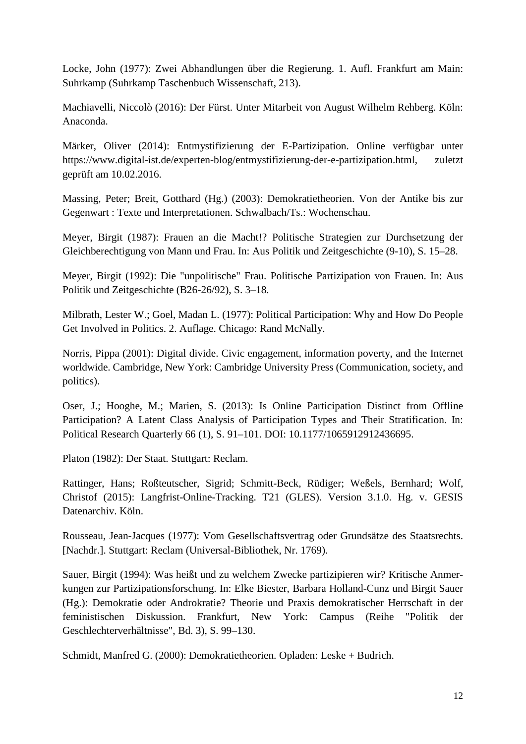Locke, John (1977): Zwei Abhandlungen über die Regierung. 1. Aufl. Frankfurt am Main: Suhrkamp (Suhrkamp Taschenbuch Wissenschaft, 213).

Machiavelli, Niccolò (2016): Der Fürst. Unter Mitarbeit von August Wilhelm Rehberg. Köln: Anaconda.

Märker, Oliver (2014): Entmystifizierung der E-Partizipation. Online verfügbar unter https://www.digital-ist.de/experten-blog/entmystifizierung-der-e-partizipation.html, zuletzt geprüft am 10.02.2016.

Massing, Peter; Breit, Gotthard (Hg.) (2003): Demokratietheorien. Von der Antike bis zur Gegenwart : Texte und Interpretationen. Schwalbach/Ts.: Wochenschau.

Meyer, Birgit (1987): Frauen an die Macht!? Politische Strategien zur Durchsetzung der Gleichberechtigung von Mann und Frau. In: Aus Politik und Zeitgeschichte (9-10), S. 15–28.

Meyer, Birgit (1992): Die "unpolitische" Frau. Politische Partizipation von Frauen. In: Aus Politik und Zeitgeschichte (B26-26/92), S. 3–18.

Milbrath, Lester W.; Goel, Madan L. (1977): Political Participation: Why and How Do People Get Involved in Politics. 2. Auflage. Chicago: Rand McNally.

Norris, Pippa (2001): Digital divide. Civic engagement, information poverty, and the Internet worldwide. Cambridge, New York: Cambridge University Press (Communication, society, and politics).

Oser, J.; Hooghe, M.; Marien, S. (2013): Is Online Participation Distinct from Offline Participation? A Latent Class Analysis of Participation Types and Their Stratification. In: Political Research Quarterly 66 (1), S. 91–101. DOI: 10.1177/1065912912436695.

Platon (1982): Der Staat. Stuttgart: Reclam.

Rattinger, Hans; Roßteutscher, Sigrid; Schmitt-Beck, Rüdiger; Weßels, Bernhard; Wolf, Christof (2015): Langfrist-Online-Tracking. T21 (GLES). Version 3.1.0. Hg. v. GESIS Datenarchiv. Köln.

Rousseau, Jean-Jacques (1977): Vom Gesellschaftsvertrag oder Grundsätze des Staatsrechts. [Nachdr.]. Stuttgart: Reclam (Universal-Bibliothek, Nr. 1769).

Sauer, Birgit (1994): Was heißt und zu welchem Zwecke partizipieren wir? Kritische Anmerkungen zur Partizipationsforschung. In: Elke Biester, Barbara Holland-Cunz und Birgit Sauer (Hg.): Demokratie oder Androkratie? Theorie und Praxis demokratischer Herrschaft in der feministischen Diskussion. Frankfurt, New York: Campus (Reihe "Politik der Geschlechterverhältnisse", Bd. 3), S. 99–130.

Schmidt, Manfred G. (2000): Demokratietheorien. Opladen: Leske + Budrich.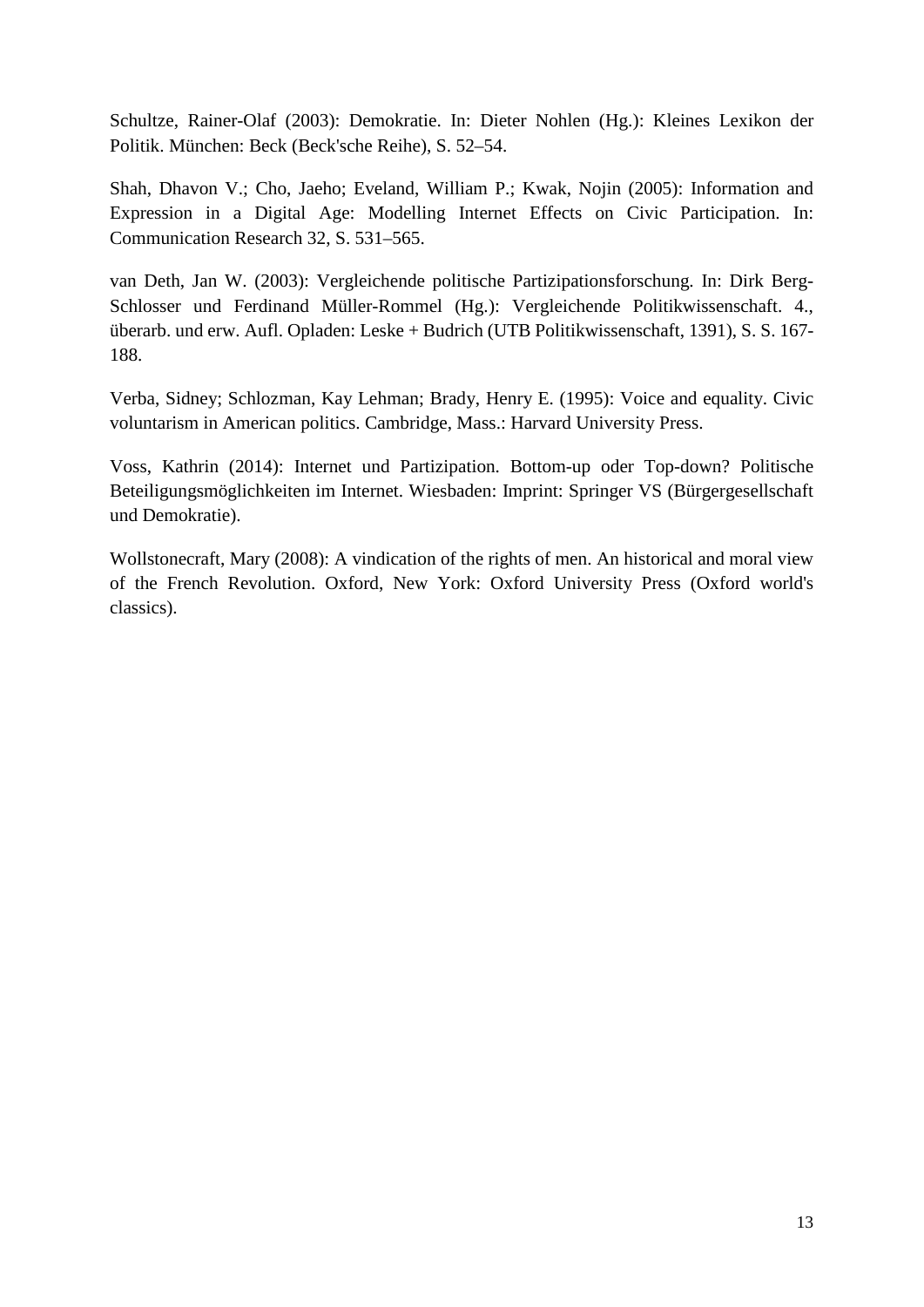Schultze, Rainer-Olaf (2003): Demokratie. In: Dieter Nohlen (Hg.): Kleines Lexikon der Politik. München: Beck (Beck'sche Reihe), S. 52–54.

Shah, Dhavon V.; Cho, Jaeho; Eveland, William P.; Kwak, Nojin (2005): Information and Expression in a Digital Age: Modelling Internet Effects on Civic Participation. In: Communication Research 32, S. 531–565.

van Deth, Jan W. (2003): Vergleichende politische Partizipationsforschung. In: Dirk Berg-Schlosser und Ferdinand Müller-Rommel (Hg.): Vergleichende Politikwissenschaft. 4., überarb. und erw. Aufl. Opladen: Leske + Budrich (UTB Politikwissenschaft, 1391), S. S. 167-188.

Verba, Sidney; Schlozman, Kay Lehman; Brady, Henry E. (1995): Voice and equality. Civic voluntarism in American politics. Cambridge, Mass.: Harvard University Press.

Voss, Kathrin (2014): Internet und Partizipation. Bottom-up oder Top-down? Politische Beteiligungsmöglichkeiten im Internet. Wiesbaden: Imprint: Springer VS (Bürgergesellschaft und Demokratie).

Wollstonecraft, Mary (2008): A vindication of the rights of men. An historical and moral view of the French Revolution. Oxford, New York: Oxford University Press (Oxford world's classics).